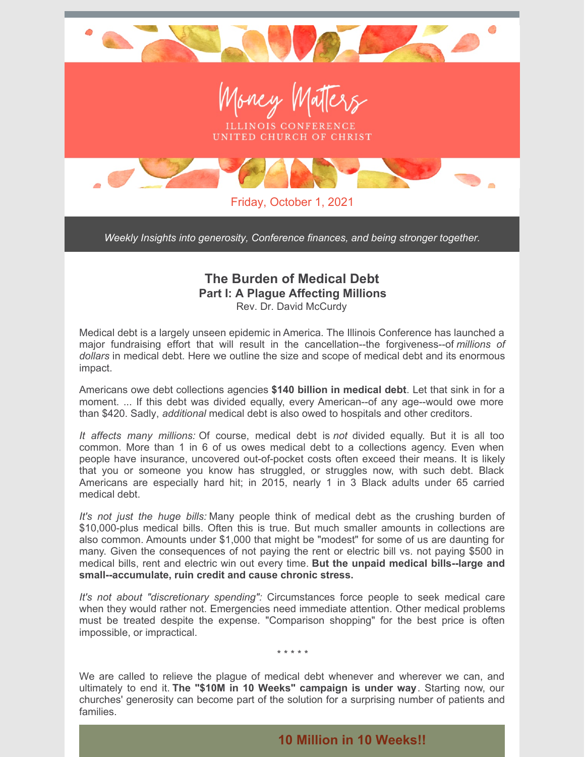# Money Matters

ILLINOIS CONFERENCE
UNITED CHURCH OF CHRIST

Friday, October 1, 2021

*Weekly Insights into generosity, Conference finances, and being stronger together.*

## The Burden of Medical Debt

### Part I: A Plague Affecting Millions

Rev. Dr. David McCurdy

Medical debt is a largely unseen epidemic in America. The Illinois Conference has launched a major fundraising effort that will result in the cancellation--the forgiveness--of *millions of dollars* in medical debt. Here we outline the size and scope of medical debt and its enormous impact.

Americans owe debt collections agencies **$140 billion in medical debt**. Let that sink in for a moment. ... If this debt was divided equally, every American--of any age--would owe more than $420. Sadly, *additional* medical debt is also owed to hospitals and other creditors.

*It affects many millions:* Of course, medical debt is *not* divided equally. But it is all too common. More than 1 in 6 of us owes medical debt to a collections agency. Even when people have insurance, uncovered out-of-pocket costs often exceed their means. It is likely that you or someone you know has struggled, or struggles now, with such debt. Black Americans are especially hard hit; in 2015, nearly 1 in 3 Black adults under 65 carried medical debt.

*It's not just the huge bills:* Many people think of medical debt as the crushing burden of $10,000-plus medical bills. Often this is true. But much smaller amounts in collections are also common. Amounts under $1,000 that might be "modest" for some of us are daunting for many. Given the consequences of not paying the rent or electric bill vs. not paying $500 in medical bills, rent and electric win out every time. **But the unpaid medical bills--large and small--accumulate, ruin credit and cause chronic stress.**

*It's not about "discretionary spending":* Circumstances force people to seek medical care when they would rather not. Emergencies need immediate attention. Other medical problems must be treated despite the expense. "Comparison shopping" for the best price is often impossible, or impractical.

\* \* \* \* \*

We are called to relieve the plague of medical debt whenever and wherever we can, and ultimately to end it. **The "$10M in 10 Weeks" campaign is under way**. Starting now, our churches' generosity can become part of the solution for a surprising number of patients and families.

## 10 Million in 10 Weeks!!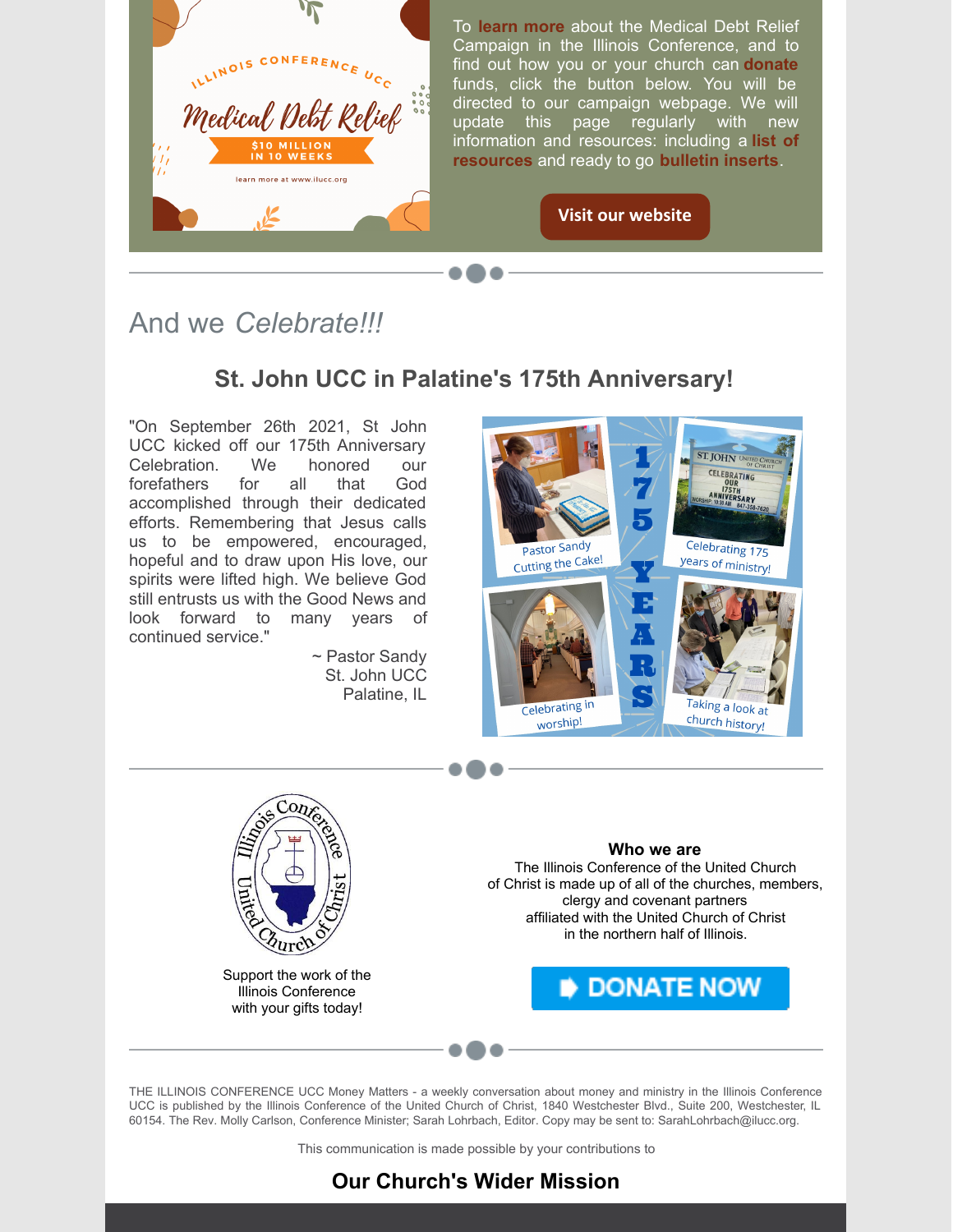To **learn more** about the Medical Debt Relief Campaign in the Illinois Conference, and to find out how you or your church can **donate** funds, click the button below. You will be directed to our campaign webpage. We will update this page regularly with new information and resources: including a **list of resources** and ready to go **bulletin inserts**.

**Visit our website**

## And we *Celebrate!!!*

### St. John UCC in Palatine's 175th Anniversary!

"On September 26th 2021, St John UCC kicked off our 175th Anniversary Celebration. We honored our forefathers for all that God accomplished through their dedicated efforts. Remembering that Jesus calls us to be empowered, encouraged, hopeful and to draw upon His love, our spirits were lifted high. We believe God still entrusts us with the Good News and look forward to many years of continued service."

~ Pastor Sandy
St. John UCC
Palatine, IL

Support the work of the Illinois Conference with your gifts today!

**Who we are**

The Illinois Conference of the United Church of Christ is made up of all of the churches, members, clergy and covenant partners affiliated with the United Church of Christ in the northern half of Illinois.

**DONATE NOW**

THE ILLINOIS CONFERENCE UCC Money Matters - a weekly conversation about money and ministry in the Illinois Conference UCC is published by the Illinois Conference of the United Church of Christ, 1840 Westchester Blvd., Suite 200, Westchester, IL 60154. The Rev. Molly Carlson, Conference Minister; Sarah Lohrbach, Editor. Copy may be sent to: SarahLohrbach@ilucc.org.

This communication is made possible by your contributions to

### Our Church's Wider Mission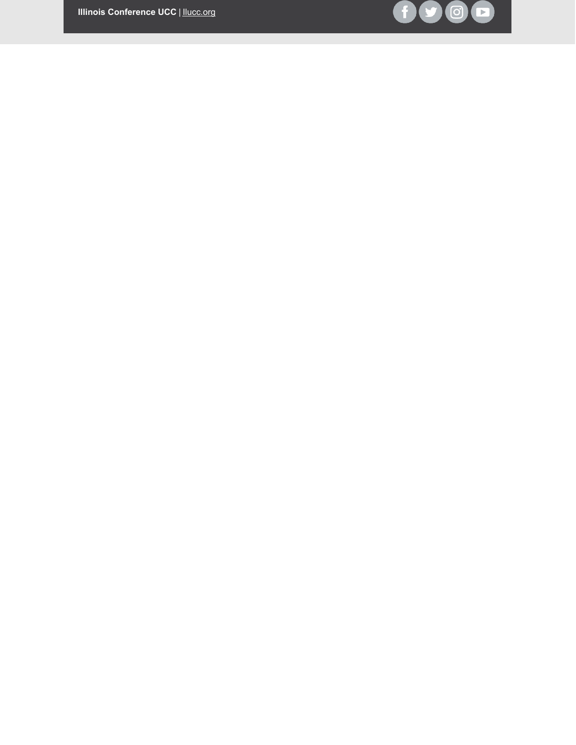**Illinois Conference UCC** | Ilucc.org